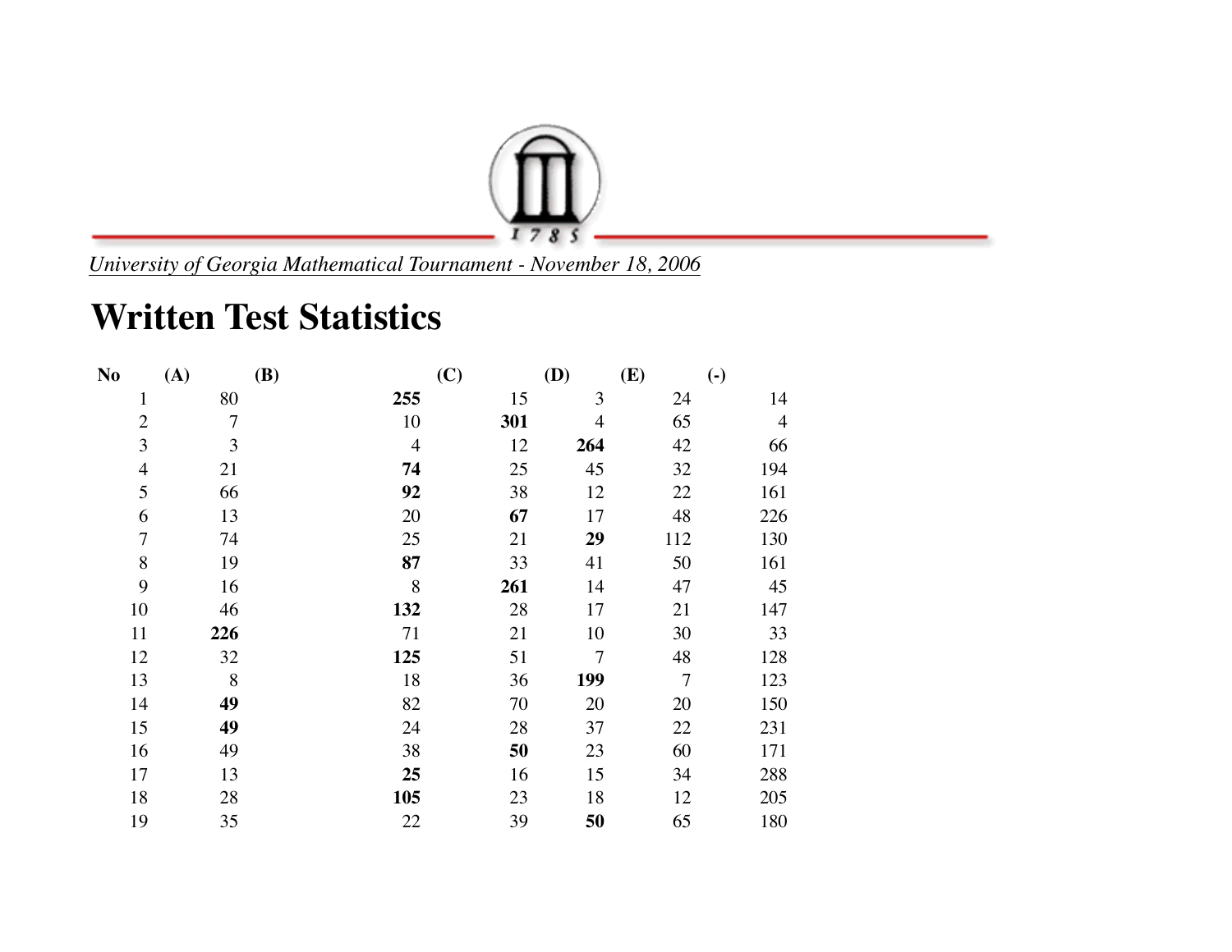*University of Georgia Mathematical Tournament - November 18, 2006*

# Written Test Statistics

| No | (A) | (B) | (C) | (D) | (E) | (-) |
|---|---|---|---|---|---|---|
| 1 | 80 | **255** | 15 | 3 | 24 | 14 |
| 2 | 7 | 10 | **301** | 4 | 65 | 4 |
| 3 | 3 | 4 | 12 | **264** | 42 | 66 |
| 4 | 21 | **74** | 25 | 45 | 32 | 194 |
| 5 | 66 | **92** | 38 | 12 | 22 | 161 |
| 6 | 13 | 20 | **67** | 17 | 48 | 226 |
| 7 | 74 | 25 | 21 | **29** | 112 | 130 |
| 8 | 19 | **87** | 33 | 41 | 50 | 161 |
| 9 | 16 | 8 | **261** | 14 | 47 | 45 |
| 10 | 46 | **132** | 28 | 17 | 21 | 147 |
| 11 | **226** | 71 | 21 | 10 | 30 | 33 |
| 12 | 32 | **125** | 51 | 7 | 48 | 128 |
| 13 | 8 | 18 | 36 | **199** | 7 | 123 |
| 14 | **49** | 82 | 70 | 20 | 20 | 150 |
| 15 | **49** | 24 | 28 | 37 | 22 | 231 |
| 16 | 49 | 38 | **50** | 23 | 60 | 171 |
| 17 | 13 | **25** | 16 | 15 | 34 | 288 |
| 18 | 28 | **105** | 23 | 18 | 12 | 205 |
| 19 | 35 | 22 | 39 | **50** | 65 | 180 |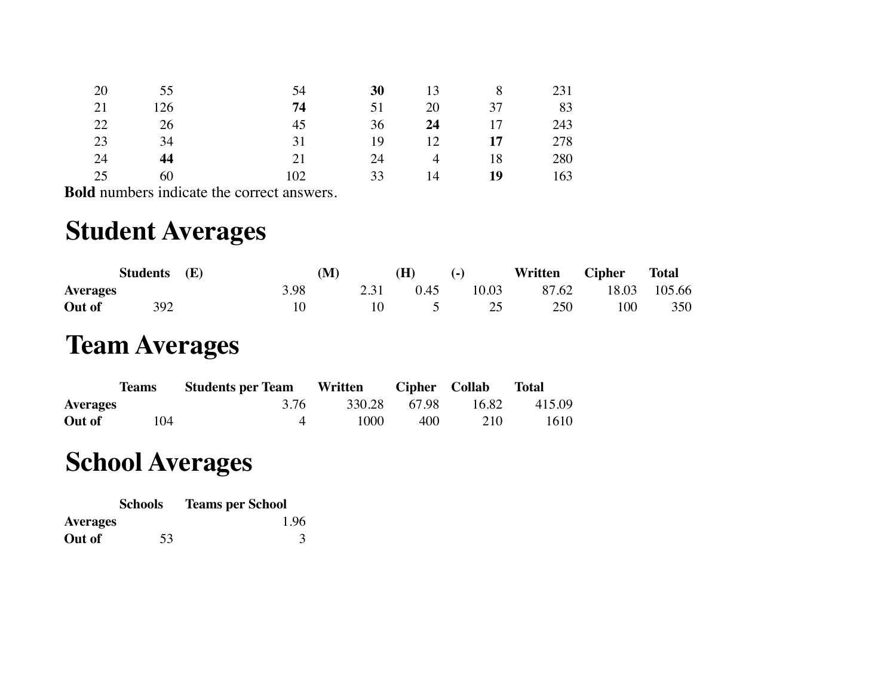| | | | | | | |
|---|---|---|---|---|---|---|
| 20 | 55 | 54 | **30** | 13 | 8 | 231 |
| 21 | 126 | **74** | 51 | 20 | 37 | 83 |
| 22 | 26 | 45 | 36 | **24** | 17 | 243 |
| 23 | 34 | 31 | 19 | 12 | **17** | 278 |
| 24 | **44** | 21 | 24 | 4 | 18 | 280 |
| 25 | 60 | 102 | 33 | 14 | **19** | 163 |

**Bold** numbers indicate the correct answers.

# Student Averages

| | Students | (E) | (M) | (H) | (-) | Written | Cipher | Total |
|---|---|---|---|---|---|---|---|---|
| **Averages** | | 3.98 | 2.31 | 0.45 | 10.03 | 87.62 | 18.03 | 105.66 |
| **Out of** | 392 | 10 | 10 | 5 | 25 | 250 | 100 | 350 |

# Team Averages

| | Teams | Students per Team | Written | Cipher | Collab | Total |
|---|---|---|---|---|---|---|
| **Averages** | | 3.76 | 330.28 | 67.98 | 16.82 | 415.09 |
| **Out of** | 104 | 4 | 1000 | 400 | 210 | 1610 |

# School Averages

| | Schools | Teams per School |
|---|---|---|
| **Averages** | | 1.96 |
| **Out of** | 53 | 3 |